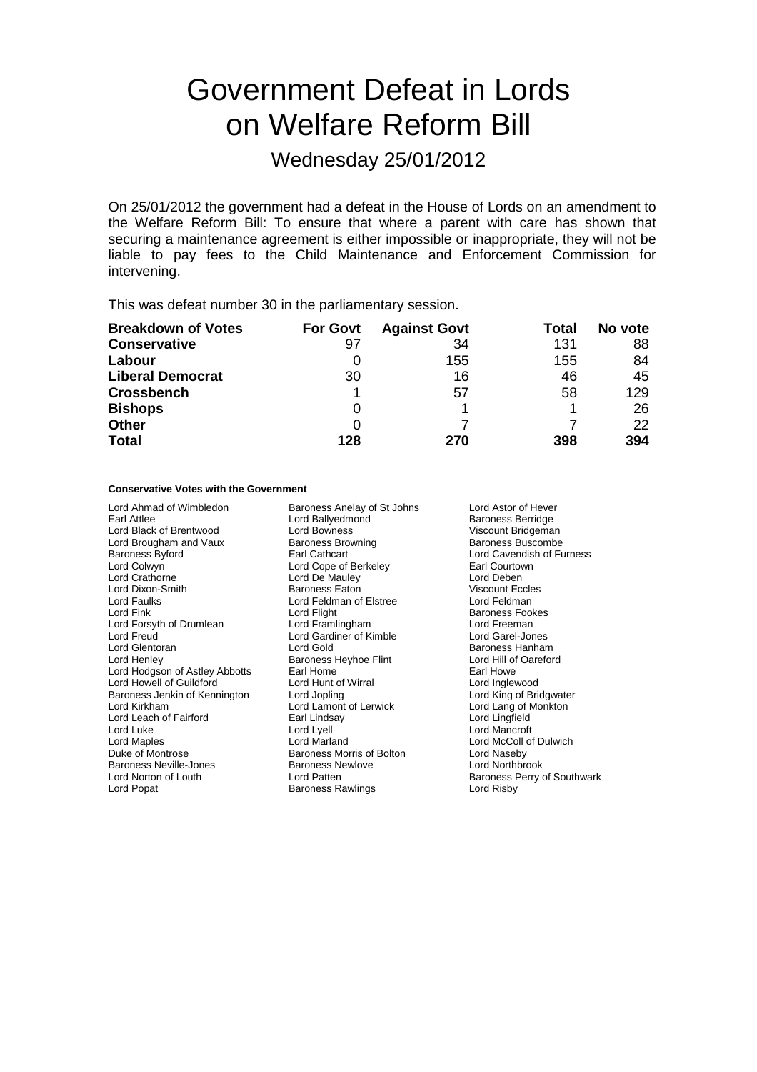# Government Defeat in Lords on Welfare Reform Bill

## Wednesday 25/01/2012

On 25/01/2012 the government had a defeat in the House of Lords on an amendment to the Welfare Reform Bill: To ensure that where a parent with care has shown that securing a maintenance agreement is either impossible or inappropriate, they will not be liable to pay fees to the Child Maintenance and Enforcement Commission for intervening.

This was defeat number 30 in the parliamentary session.

| **Breakdown of Votes** | **For Govt** | **Against Govt** | **Total** | **No vote** |
|---|---|---|---|---|
| **Conservative** | 97 | 34 | 131 | 88 |
| **Labour** | 0 | 155 | 155 | 84 |
| **Liberal Democrat** | 30 | 16 | 46 | 45 |
| **Crossbench** | 1 | 57 | 58 | 129 |
| **Bishops** | 0 | 1 | 1 | 26 |
| **Other** | 0 | 7 | 7 | 22 |
| **Total** | **128** | **270** | **398** | **394** |

#### Conservative Votes with the Government

Lord Ahmad of Wimbledon
Baroness Anelay of St Johns
Lord Astor of Hever
Earl Attlee
Lord Ballyedmond
Baroness Berridge
Lord Black of Brentwood
Lord Bowness
Viscount Bridgeman
Lord Brougham and Vaux
Baroness Browning
Baroness Buscombe
Baroness Byford
Earl Cathcart
Lord Cavendish of Furness
Lord Colwyn
Lord Cope of Berkeley
Earl Courtown
Lord Crathorne
Lord De Mauley
Lord Deben
Lord Dixon-Smith
Baroness Eaton
Viscount Eccles
Lord Faulks
Lord Feldman of Elstree
Lord Feldman
Lord Fink
Lord Flight
Baroness Fookes
Lord Forsyth of Drumlean
Lord Framlingham
Lord Freeman
Lord Freud
Lord Gardiner of Kimble
Lord Garel-Jones
Lord Glentoran
Lord Gold
Baroness Hanham
Lord Henley
Baroness Heyhoe Flint
Lord Hill of Oareford
Lord Hodgson of Astley Abbotts
Earl Home
Earl Howe
Lord Howell of Guildford
Lord Hunt of Wirral
Lord Inglewood
Baroness Jenkin of Kennington
Lord Jopling
Lord King of Bridgwater
Lord Kirkham
Lord Lamont of Lerwick
Lord Lang of Monkton
Lord Leach of Fairford
Earl Lindsay
Lord Lingfield
Lord Luke
Lord Lyell
Lord Mancroft
Lord Maples
Lord Marland
Lord McColl of Dulwich
Duke of Montrose
Baroness Morris of Bolton
Lord Naseby
Baroness Neville-Jones
Baroness Newlove
Lord Northbrook
Lord Norton of Louth
Lord Patten
Baroness Perry of Southwark
Lord Popat
Baroness Rawlings
Lord Risby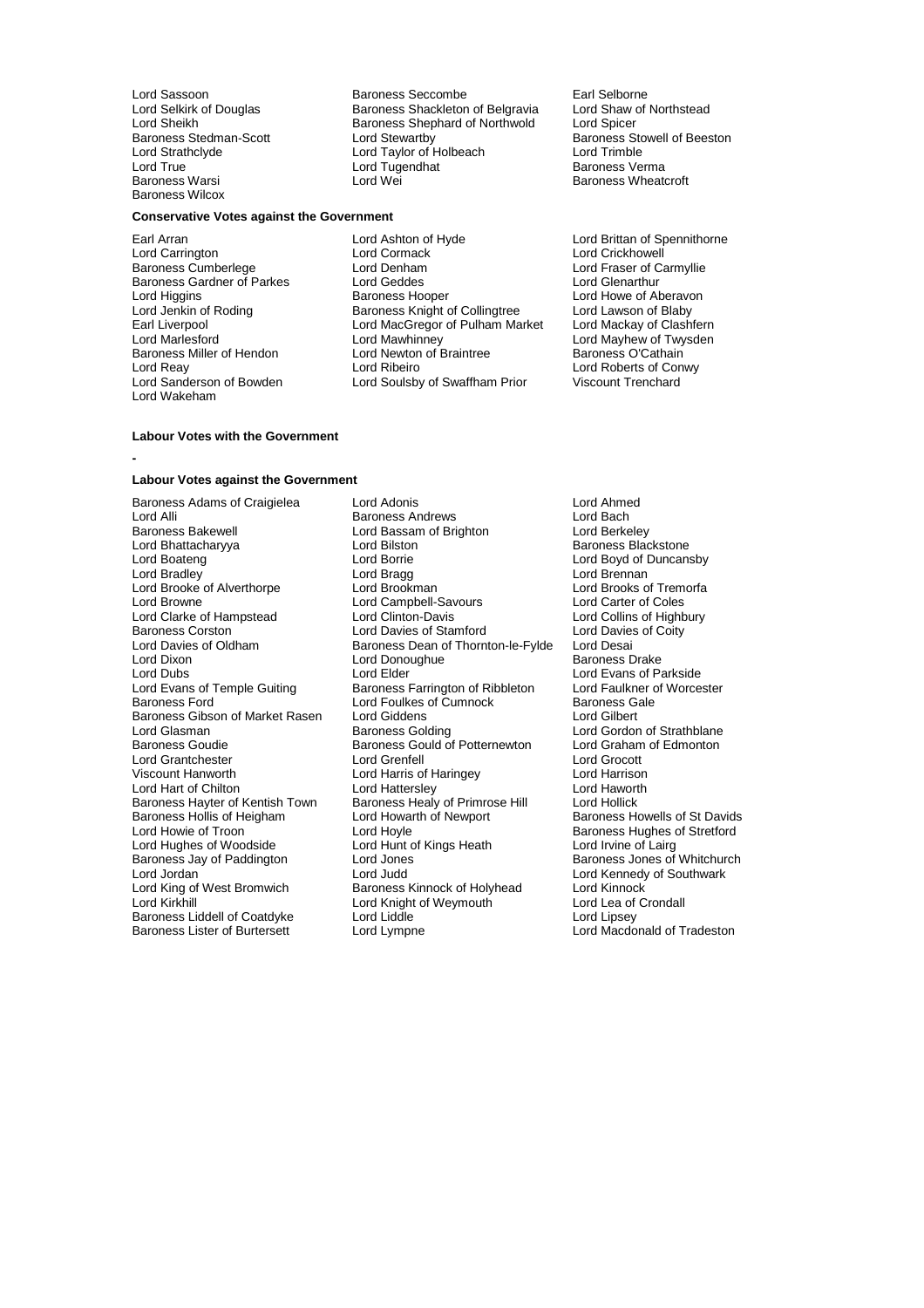Lord Sassoon
Baroness Seccombe
Earl Selborne
Lord Selkirk of Douglas
Baroness Shackleton of Belgravia
Lord Shaw of Northstead
Lord Sheikh
Baroness Shephard of Northwold
Lord Spicer
Baroness Stedman-Scott
Lord Stewartby
Baroness Stowell of Beeston
Lord Strathclyde
Lord Taylor of Holbeach
Lord Trimble
Lord True
Lord Tugendhat
Baroness Verma
Baroness Warsi
Lord Wei
Baroness Wheatcroft
Baroness Wilcox

**Conservative Votes against the Government**

Earl Arran
Lord Ashton of Hyde
Lord Brittan of Spennithorne
Lord Carrington
Lord Cormack
Lord Crickhowell
Baroness Cumberlege
Lord Denham
Lord Fraser of Carmyllie
Baroness Gardner of Parkes
Lord Geddes
Lord Glenarthur
Lord Higgins
Baroness Hooper
Lord Howe of Aberavon
Lord Jenkin of Roding
Baroness Knight of Collingtree
Lord Lawson of Blaby
Earl Liverpool
Lord MacGregor of Pulham Market
Lord Mackay of Clashfern
Lord Marlesford
Lord Mawhinney
Lord Mayhew of Twysden
Baroness Miller of Hendon
Lord Newton of Braintree
Baroness O'Cathain
Lord Reay
Lord Ribeiro
Lord Roberts of Conwy
Lord Sanderson of Bowden
Lord Soulsby of Swaffham Prior
Viscount Trenchard
Lord Wakeham

**Labour Votes with the Government**

-

**Labour Votes against the Government**

Baroness Adams of Craigielea
Lord Adonis
Lord Ahmed
Lord Alli
Baroness Andrews
Lord Bach
Baroness Bakewell
Lord Bassam of Brighton
Lord Berkeley
Lord Bhattacharyya
Lord Bilston
Baroness Blackstone
Lord Boateng
Lord Borrie
Lord Boyd of Duncansby
Lord Bradley
Lord Bragg
Lord Brennan
Lord Brooke of Alverthorpe
Lord Brookman
Lord Brooks of Tremorfa
Lord Browne
Lord Campbell-Savours
Lord Carter of Coles
Lord Clarke of Hampstead
Lord Clinton-Davis
Lord Collins of Highbury
Baroness Corston
Lord Davies of Stamford
Lord Davies of Coity
Lord Davies of Oldham
Baroness Dean of Thornton-le-Fylde
Lord Desai
Lord Dixon
Lord Donoughue
Baroness Drake
Lord Dubs
Lord Elder
Lord Evans of Parkside
Lord Evans of Temple Guiting
Baroness Farrington of Ribbleton
Lord Faulkner of Worcester
Baroness Ford
Lord Foulkes of Cumnock
Baroness Gale
Baroness Gibson of Market Rasen
Lord Giddens
Lord Gilbert
Lord Glasman
Baroness Golding
Lord Gordon of Strathblane
Baroness Goudie
Baroness Gould of Potternewton
Lord Graham of Edmonton
Lord Grantchester
Lord Grenfell
Lord Grocott
Viscount Hanworth
Lord Harris of Haringey
Lord Harrison
Lord Hart of Chilton
Lord Hattersley
Lord Haworth
Baroness Hayter of Kentish Town
Baroness Healy of Primrose Hill
Lord Hollick
Baroness Hollis of Heigham
Lord Howarth of Newport
Baroness Howells of St Davids
Lord Howie of Troon
Lord Hoyle
Baroness Hughes of Stretford
Lord Hughes of Woodside
Lord Hunt of Kings Heath
Lord Irvine of Lairg
Baroness Jay of Paddington
Lord Jones
Baroness Jones of Whitchurch
Lord Jordan
Lord Judd
Lord Kennedy of Southwark
Lord King of West Bromwich
Baroness Kinnock of Holyhead
Lord Kinnock
Lord Kirkhill
Lord Knight of Weymouth
Lord Lea of Crondall
Baroness Liddell of Coatdyke
Lord Liddle
Lord Lipsey
Baroness Lister of Burtersett
Lord Lympne
Lord Macdonald of Tradeston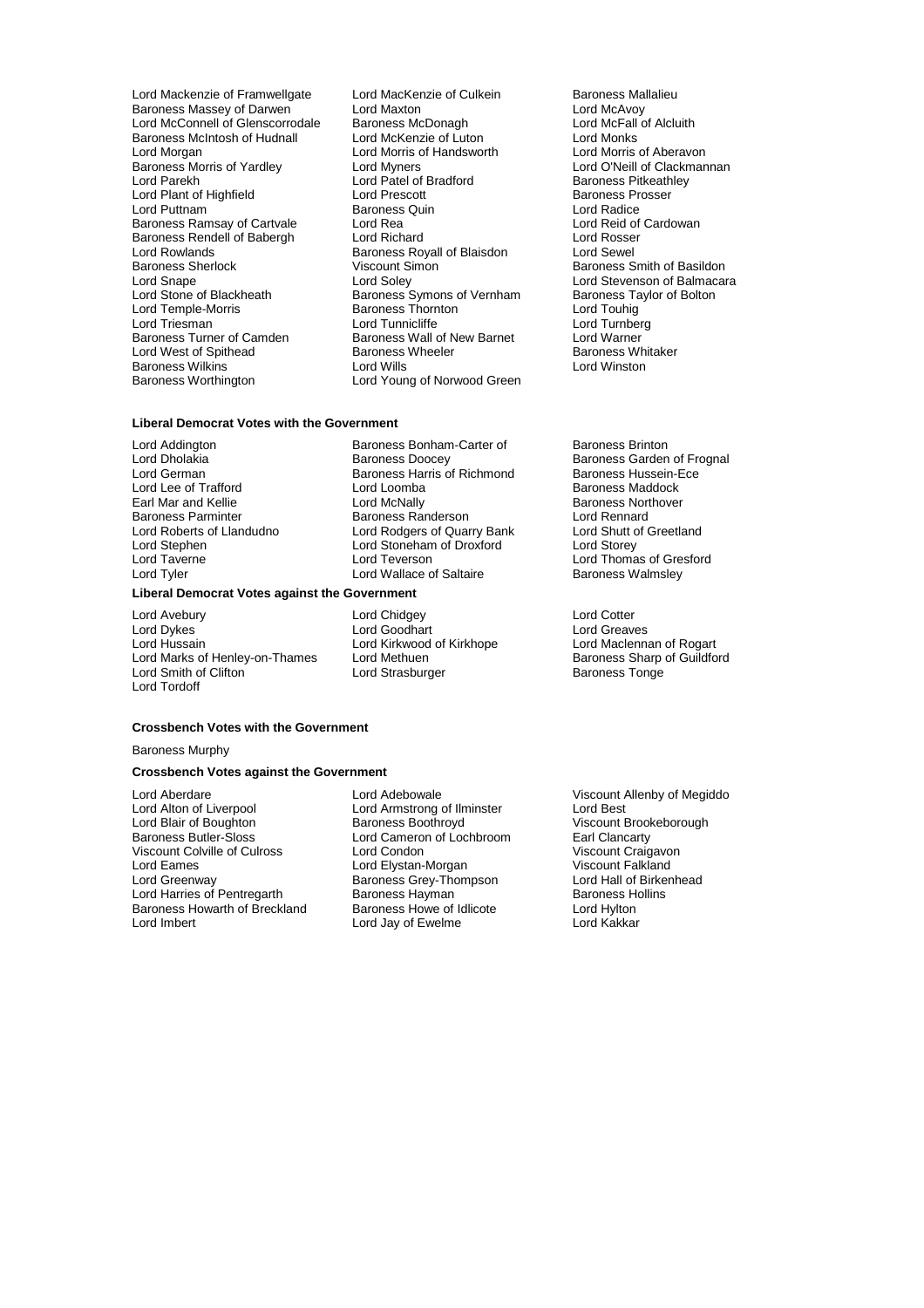Lord Mackenzie of Framwellgate
Lord MacKenzie of Culkein
Baroness Mallalieu
Baroness Massey of Darwen
Lord Maxton
Lord McAvoy
Lord McConnell of Glenscorrodale
Baroness McDonagh
Lord McFall of Alcluith
Baroness McIntosh of Hudnall
Lord McKenzie of Luton
Lord Monks
Lord Morgan
Lord Morris of Handsworth
Lord Morris of Aberavon
Baroness Morris of Yardley
Lord Myners
Lord O'Neill of Clackmannan
Lord Parekh
Lord Patel of Bradford
Baroness Pitkeathley
Lord Plant of Highfield
Lord Prescott
Baroness Prosser
Lord Puttnam
Baroness Quin
Lord Radice
Baroness Ramsay of Cartvale
Lord Rea
Lord Reid of Cardowan
Baroness Rendell of Babergh
Lord Richard
Lord Rosser
Lord Rowlands
Baroness Royall of Blaisdon
Lord Sewel
Baroness Sherlock
Viscount Simon
Baroness Smith of Basildon
Lord Snape
Lord Soley
Lord Stevenson of Balmacara
Lord Stone of Blackheath
Baroness Symons of Vernham
Baroness Taylor of Bolton
Lord Temple-Morris
Baroness Thornton
Lord Touhig
Lord Triesman
Lord Tunnicliffe
Lord Turnberg
Baroness Turner of Camden
Baroness Wall of New Barnet
Lord Warner
Lord West of Spithead
Baroness Wheeler
Baroness Whitaker
Baroness Wilkins
Lord Wills
Lord Winston
Baroness Worthington
Lord Young of Norwood Green

**Liberal Democrat Votes with the Government**

Lord Addington
Baroness Bonham-Carter of
Baroness Brinton
Lord Dholakia
Baroness Doocey
Baroness Garden of Frognal
Lord German
Baroness Harris of Richmond
Baroness Hussein-Ece
Lord Lee of Trafford
Lord Loomba
Baroness Maddock
Earl Mar and Kellie
Lord McNally
Baroness Northover
Baroness Parminter
Baroness Randerson
Lord Rennard
Lord Roberts of Llandudno
Lord Rodgers of Quarry Bank
Lord Shutt of Greetland
Lord Stephen
Lord Stoneham of Droxford
Lord Storey
Lord Taverne
Lord Teverson
Lord Thomas of Gresford
Lord Tyler
Lord Wallace of Saltaire
Baroness Walmsley

**Liberal Democrat Votes against the Government**

Lord Avebury
Lord Chidgey
Lord Cotter
Lord Dykes
Lord Goodhart
Lord Greaves
Lord Hussain
Lord Kirkwood of Kirkhope
Lord Maclennan of Rogart
Lord Marks of Henley-on-Thames
Lord Methuen
Baroness Sharp of Guildford
Lord Smith of Clifton
Lord Strasburger
Baroness Tonge
Lord Tordoff

**Crossbench Votes with the Government**

Baroness Murphy

**Crossbench Votes against the Government**

Lord Aberdare
Lord Adebowale
Viscount Allenby of Megiddo
Lord Alton of Liverpool
Lord Armstrong of Ilminster
Lord Best
Lord Blair of Boughton
Baroness Boothroyd
Viscount Brookeborough
Baroness Butler-Sloss
Lord Cameron of Lochbroom
Earl Clancarty
Viscount Colville of Culross
Lord Condon
Viscount Craigavon
Lord Eames
Lord Elystan-Morgan
Viscount Falkland
Lord Greenway
Baroness Grey-Thompson
Lord Hall of Birkenhead
Lord Harries of Pentregarth
Baroness Hayman
Baroness Hollins
Baroness Howarth of Breckland
Baroness Howe of Idlicote
Lord Hylton
Lord Imbert
Lord Jay of Ewelme
Lord Kakkar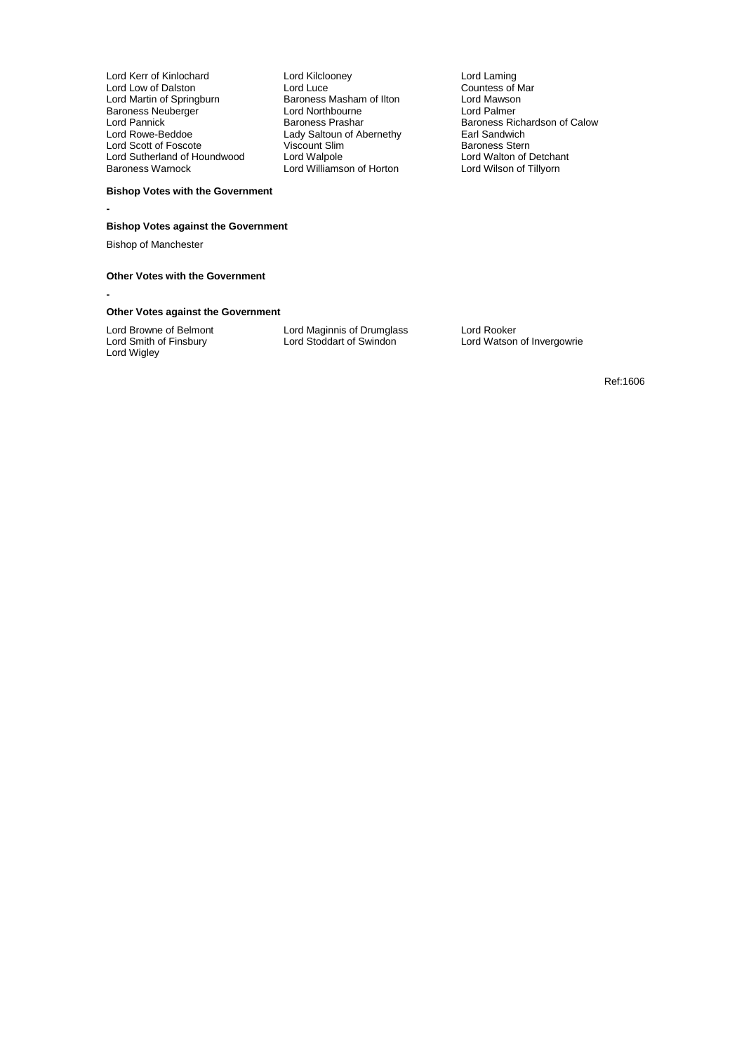Lord Kerr of Kinlochard
Lord Kilclooney
Lord Laming
Lord Low of Dalston
Lord Luce
Countess of Mar
Lord Martin of Springburn
Baroness Masham of Ilton
Lord Mawson
Baroness Neuberger
Lord Northbourne
Lord Palmer
Lord Pannick
Baroness Prashar
Baroness Richardson of Calow
Lord Rowe-Beddoe
Lady Saltoun of Abernethy
Earl Sandwich
Lord Scott of Foscote
Viscount Slim
Baroness Stern
Lord Sutherland of Houndwood
Lord Walpole
Lord Walton of Detchant
Baroness Warnock
Lord Williamson of Horton
Lord Wilson of Tillyorn

**Bishop Votes with the Government**

-

**Bishop Votes against the Government**

Bishop of Manchester

**Other Votes with the Government**

-

**Other Votes against the Government**

Lord Browne of Belmont
Lord Maginnis of Drumglass
Lord Rooker
Lord Smith of Finsbury
Lord Stoddart of Swindon
Lord Watson of Invergowrie
Lord Wigley

Ref:1606